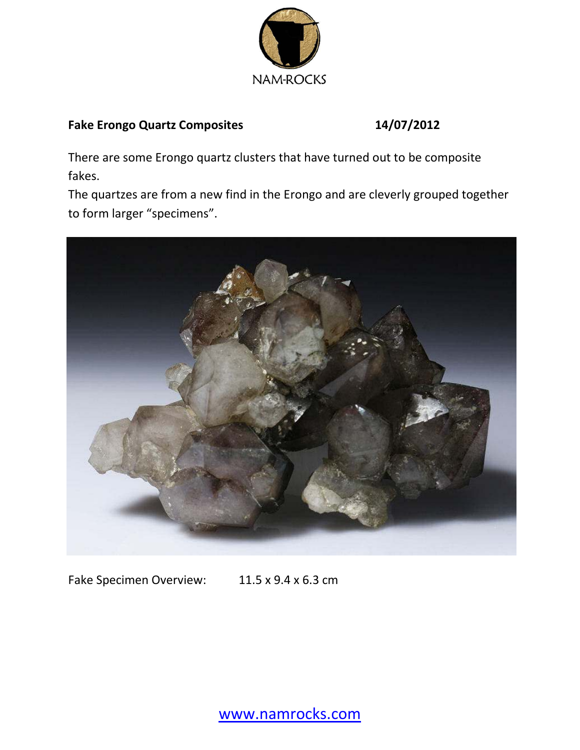NAM-ROCKS

**Fake Erongo Quartz Composites** **14/07/2012**

There are some Erongo quartz clusters that have turned out to be composite fakes.
The quartzes are from a new find in the Erongo and are cleverly grouped together to form larger “specimens”.

Fake Specimen Overview: 11.5 x 9.4 x 6.3 cm

www.namrocks.com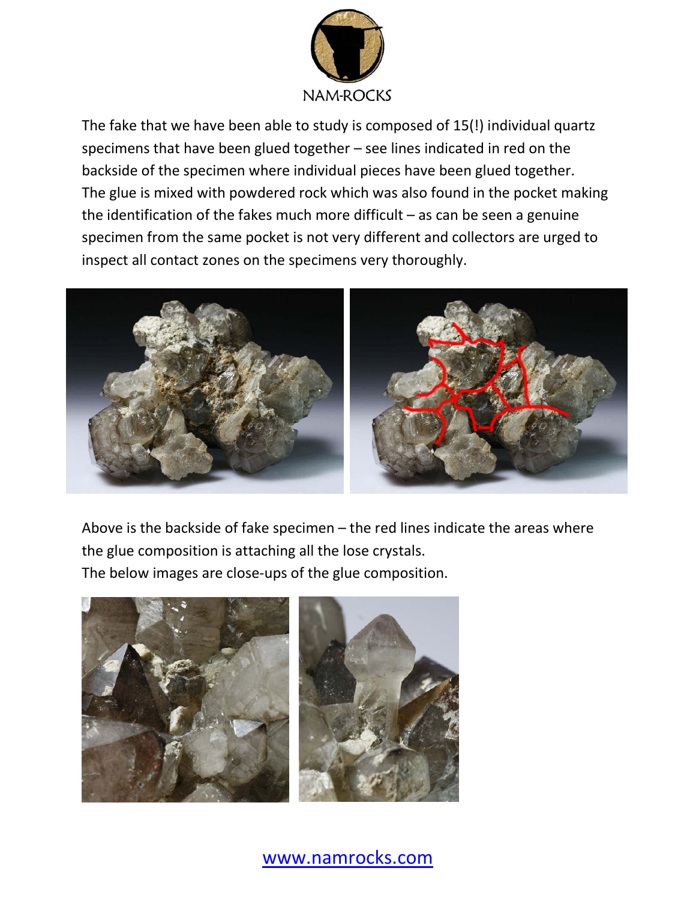The fake that we have been able to study is composed of 15(!) individual quartz specimens that have been glued together – see lines indicated in red on the backside of the specimen where individual pieces have been glued together. The glue is mixed with powdered rock which was also found in the pocket making the identification of the fakes much more difficult – as can be seen a genuine specimen from the same pocket is not very different and collectors are urged to inspect all contact zones on the specimens very thoroughly.

Above is the backside of fake specimen – the red lines indicate the areas where the glue composition is attaching all the lose crystals.
The below images are close-ups of the glue composition.

www.namrocks.com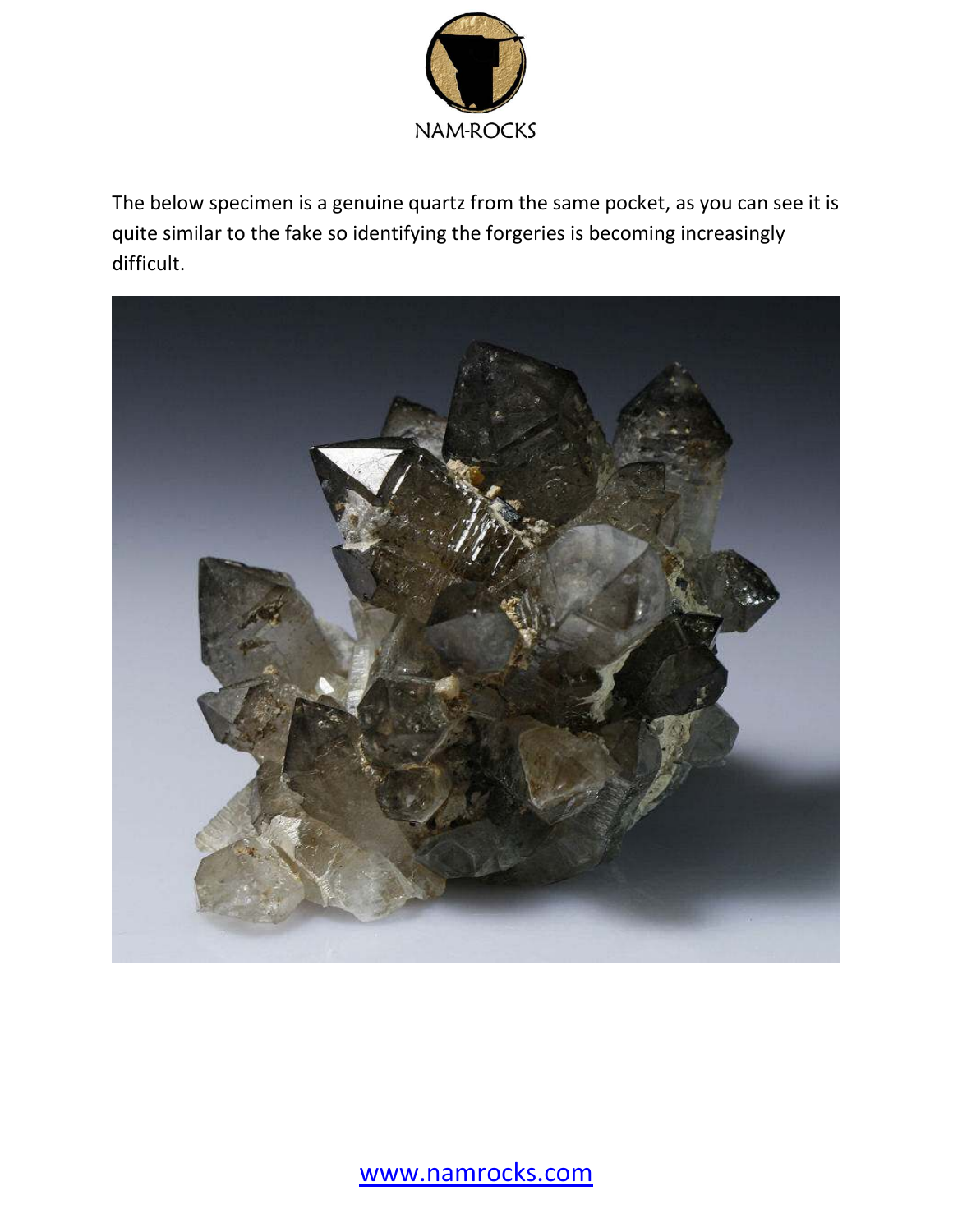The below specimen is a genuine quartz from the same pocket, as you can see it is quite similar to the fake so identifying the forgeries is becoming increasingly difficult.